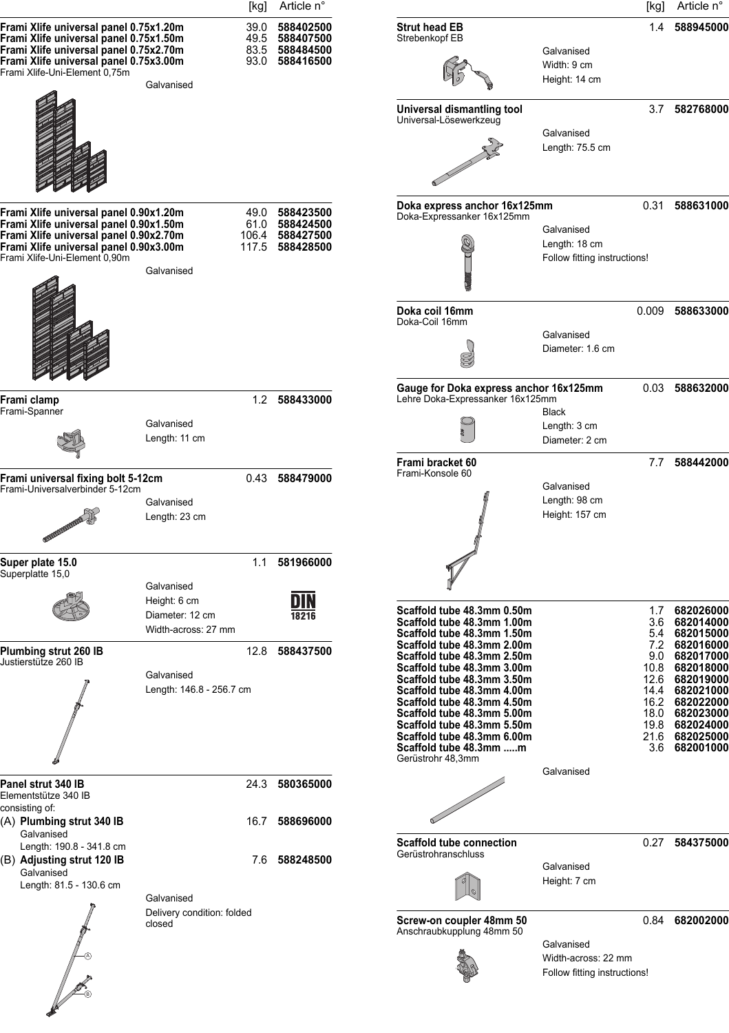| | [kg] | Article n° |
|---|---|---|
| **Frami Xlife universal panel 0.75x1.20m** | 39.0 | **588402500** |
| **Frami Xlife universal panel 0.75x1.50m** | 49.5 | **588407500** |
| **Frami Xlife universal panel 0.75x2.70m** | 83.5 | **588484500** |
| **Frami Xlife universal panel 0.75x3.00m** | 93.0 | **588416500** |

Frami Xlife-Uni-Element 0,75m

Galvanised

| | [kg] | Article n° |
|---|---|---|
| **Frami Xlife universal panel 0.90x1.20m** | 49.0 | **588423500** |
| **Frami Xlife universal panel 0.90x1.50m** | 61.0 | **588424500** |
| **Frami Xlife universal panel 0.90x2.70m** | 106.4 | **588427500** |
| **Frami Xlife universal panel 0.90x3.00m** | 117.5 | **588428500** |

Frami Xlife-Uni-Element 0,90m

Galvanised

**Frami clamp** — 1.2 kg — **588433000**
Frami-Spanner
Galvanised
Length: 11 cm

**Frami universal fixing bolt 5-12cm** — 0.43 kg — **588479000**
Frami-Universalverbinder 5-12cm
Galvanised
Length: 23 cm

**Super plate 15.0** — 1.1 kg — **581966000**
Superplatte 15,0
Galvanised
Height: 6 cm
Diameter: 12 cm
Width-across: 27 mm
DIN 18216

**Plumbing strut 260 IB** — 12.8 kg — **588437500**
Justierstütze 260 IB
Galvanised
Length: 146.8 - 256.7 cm

**Panel strut 340 IB** — 24.3 kg — **580365000**
Elementstütze 340 IB
consisting of:
(A) **Plumbing strut 340 IB** — 16.7 kg — **588696000**
Galvanised
Length: 190.8 - 341.8 cm
(B) **Adjusting strut 120 IB** — 7.6 kg — **588248500**
Galvanised
Length: 81.5 - 130.6 cm

Galvanised
Delivery condition: folded closed

**Strut head EB** — 1.4 kg — **588945000**
Strebenkopf EB
Galvanised
Width: 9 cm
Height: 14 cm

**Universal dismantling tool** — 3.7 kg — **582768000**
Universal-Lösewerkzeug
Galvanised
Length: 75.5 cm

**Doka express anchor 16x125mm** — 0.31 kg — **588631000**
Doka-Expressanker 16x125mm
Galvanised
Length: 18 cm
Follow fitting instructions!

**Doka coil 16mm** — 0.009 kg — **588633000**
Doka-Coil 16mm
Galvanised
Diameter: 1.6 cm

**Gauge for Doka express anchor 16x125mm** — 0.03 kg — **588632000**
Lehre Doka-Expressanker 16x125mm
Black
Length: 3 cm
Diameter: 2 cm

**Frami bracket 60** — 7.7 kg — **588442000**
Frami-Konsole 60
Galvanised
Length: 98 cm
Height: 157 cm

| | [kg] | Article n° |
|---|---|---|
| **Scaffold tube 48.3mm 0.50m** | 1.7 | **682026000** |
| **Scaffold tube 48.3mm 1.00m** | 3.6 | **682014000** |
| **Scaffold tube 48.3mm 1.50m** | 5.4 | **682015000** |
| **Scaffold tube 48.3mm 2.00m** | 7.2 | **682016000** |
| **Scaffold tube 48.3mm 2.50m** | 9.0 | **682017000** |
| **Scaffold tube 48.3mm 3.00m** | 10.8 | **682018000** |
| **Scaffold tube 48.3mm 3.50m** | 12.6 | **682019000** |
| **Scaffold tube 48.3mm 4.00m** | 14.4 | **682021000** |
| **Scaffold tube 48.3mm 4.50m** | 16.2 | **682022000** |
| **Scaffold tube 48.3mm 5.00m** | 18.0 | **682023000** |
| **Scaffold tube 48.3mm 5.50m** | 19.8 | **682024000** |
| **Scaffold tube 48.3mm 6.00m** | 21.6 | **682025000** |
| **Scaffold tube 48.3mm .....m** | 3.6 | **682001000** |

Gerüstrohr 48,3mm
Galvanised

**Scaffold tube connection** — 0.27 kg — **584375000**
Gerüstrohranschluss
Galvanised
Height: 7 cm

**Screw-on coupler 48mm 50** — 0.84 kg — **682002000**
Anschraubkupplung 48mm 50
Galvanised
Width-across: 22 mm
Follow fitting instructions!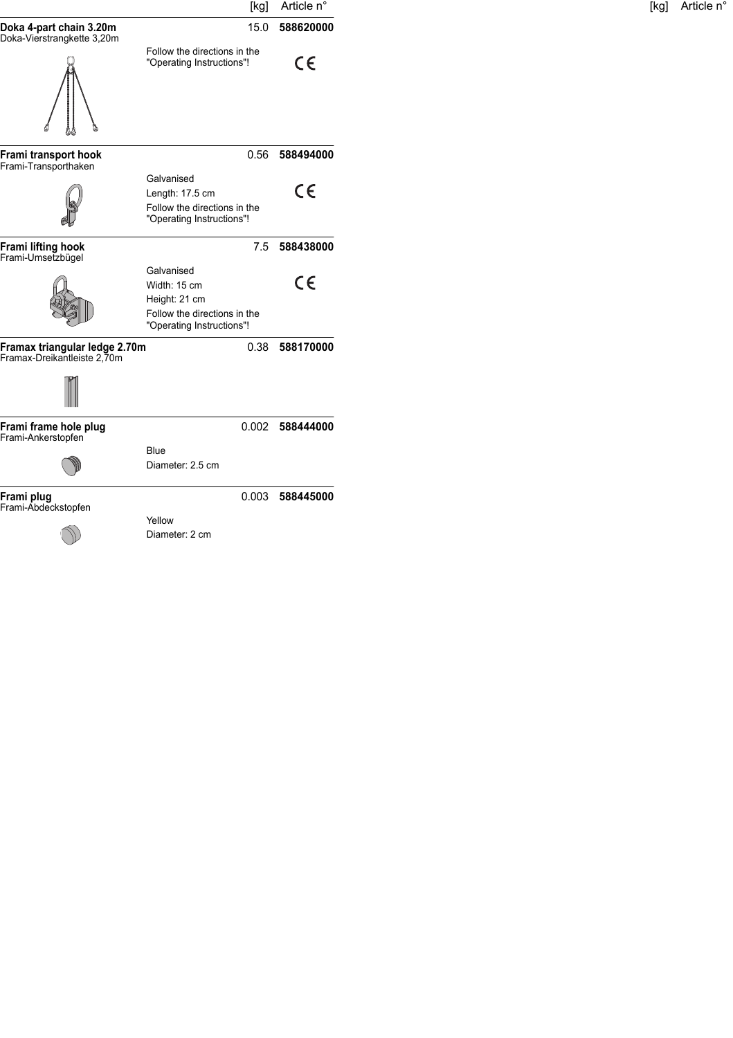| | [kg] | Article n° |
|---|---|---|
| **Doka 4-part chain 3.20m**<br>Doka-Vierstrangkette 3,20m<br>Follow the directions in the "Operating Instructions"! | 15.0 | **588620000** |
| **Frami transport hook**<br>Frami-Transporthaken<br>Galvanised<br>Length: 17.5 cm<br>Follow the directions in the "Operating Instructions"! | 0.56 | **588494000** |
| **Frami lifting hook**<br>Frami-Umsetzbügel<br>Galvanised<br>Width: 15 cm<br>Height: 21 cm<br>Follow the directions in the "Operating Instructions"! | 7.5 | **588438000** |
| **Framax triangular ledge 2.70m**<br>Framax-Dreikantleiste 2,70m | 0.38 | **588170000** |
| **Frami frame hole plug**<br>Frami-Ankerstopfen<br>Blue<br>Diameter: 2.5 cm | 0.002 | **588444000** |
| **Frami plug**<br>Frami-Abdeckstopfen<br>Yellow<br>Diameter: 2 cm | 0.003 | **588445000** |